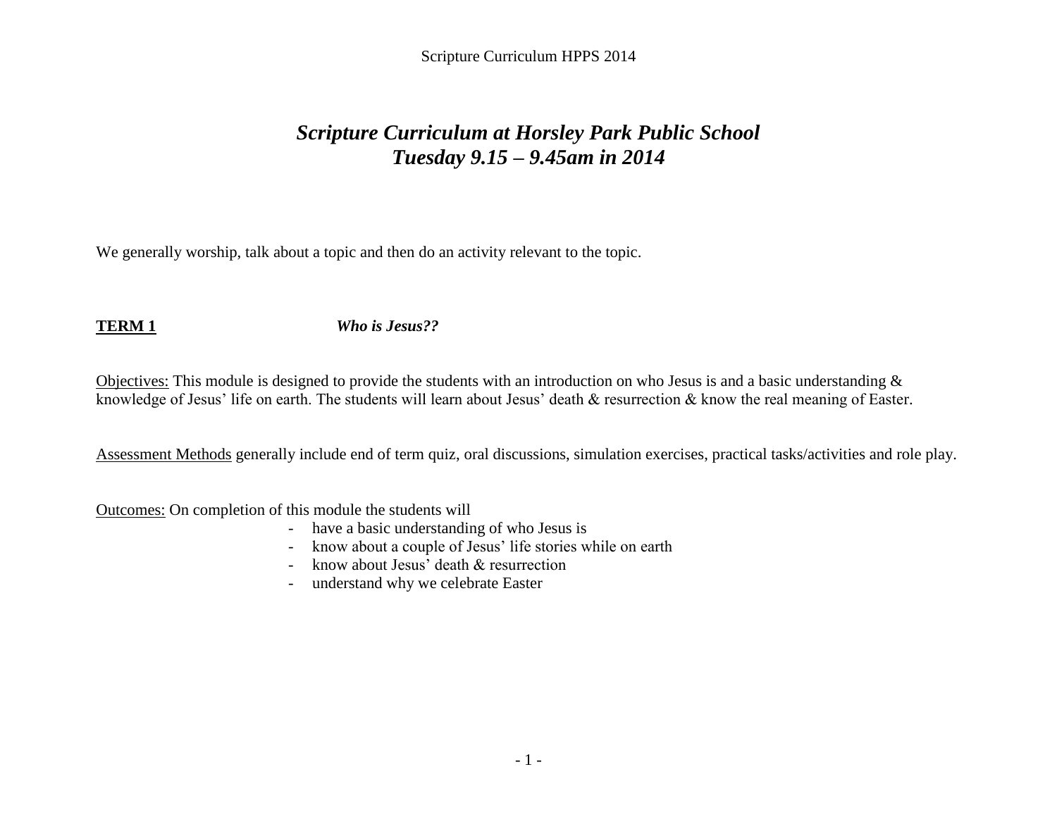# *Scripture Curriculum at Horsley Park Public School*
# *Tuesday 9.15 – 9.45am in 2014*

We generally worship, talk about a topic and then do an activity relevant to the topic.

## **TERM 1** *Who is Jesus??*

Objectives: This module is designed to provide the students with an introduction on who Jesus is and a basic understanding & knowledge of Jesus' life on earth. The students will learn about Jesus' death & resurrection & know the real meaning of Easter.

Assessment Methods generally include end of term quiz, oral discussions, simulation exercises, practical tasks/activities and role play.

Outcomes: On completion of this module the students will

- have a basic understanding of who Jesus is
- know about a couple of Jesus' life stories while on earth
- know about Jesus' death & resurrection
- understand why we celebrate Easter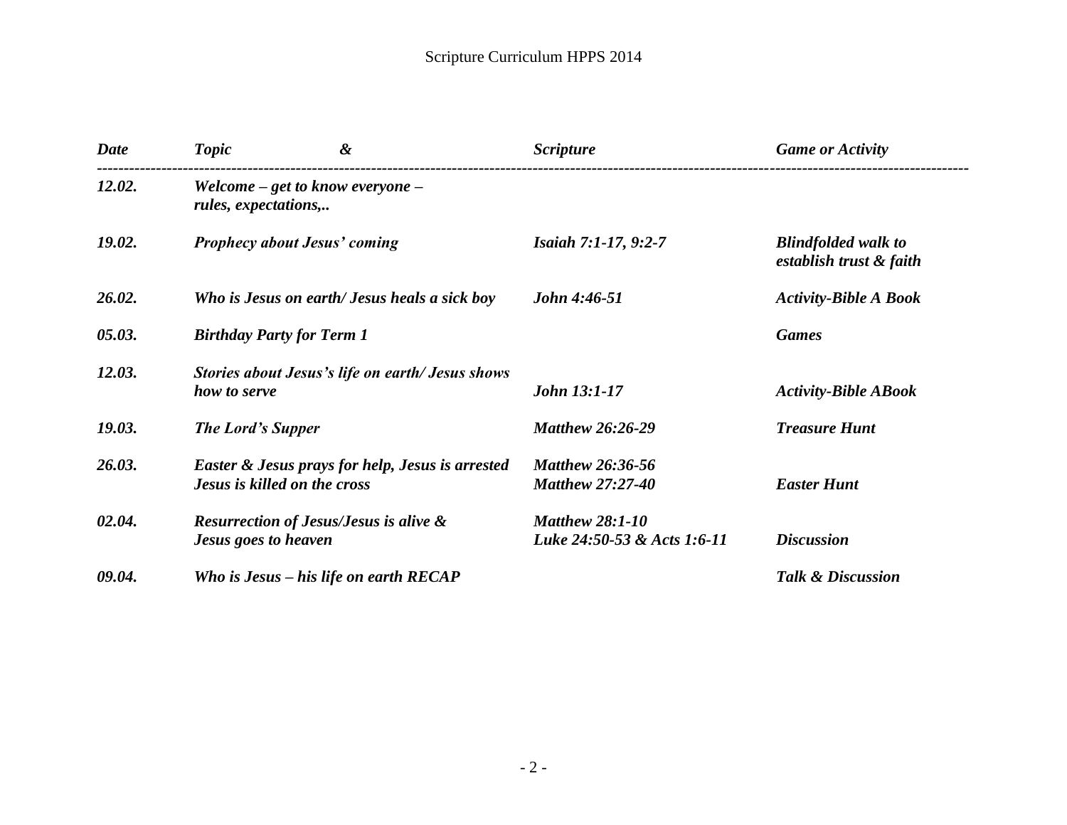| *Date* | *Topic &* | *Scripture* | *Game or Activity* |
|---|---|---|---|
| ***12.02.*** | ***Welcome – get to know everyone – rules, expectations,..*** | | |
| ***19.02.*** | ***Prophecy about Jesus' coming*** | ***Isaiah 7:1-17, 9:2-7*** | ***Blindfolded walk to establish trust & faith*** |
| ***26.02.*** | ***Who is Jesus on earth/ Jesus heals a sick boy*** | ***John 4:46-51*** | ***Activity-Bible A Book*** |
| ***05.03.*** | ***Birthday Party for Term 1*** | | ***Games*** |
| ***12.03.*** | ***Stories about Jesus's life on earth/ Jesus shows how to serve*** | ***John 13:1-17*** | ***Activity-Bible ABook*** |
| ***19.03.*** | ***The Lord's Supper*** | ***Matthew 26:26-29*** | ***Treasure Hunt*** |
| ***26.03.*** | ***Easter & Jesus prays for help, Jesus is arrested Jesus is killed on the cross*** | ***Matthew 26:36-56 Matthew 27:27-40*** | ***Easter Hunt*** |
| ***02.04.*** | ***Resurrection of Jesus/Jesus is alive & Jesus goes to heaven*** | ***Matthew 28:1-10 Luke 24:50-53 & Acts 1:6-11*** | ***Discussion*** |
| ***09.04.*** | ***Who is Jesus – his life on earth RECAP*** | | ***Talk & Discussion*** |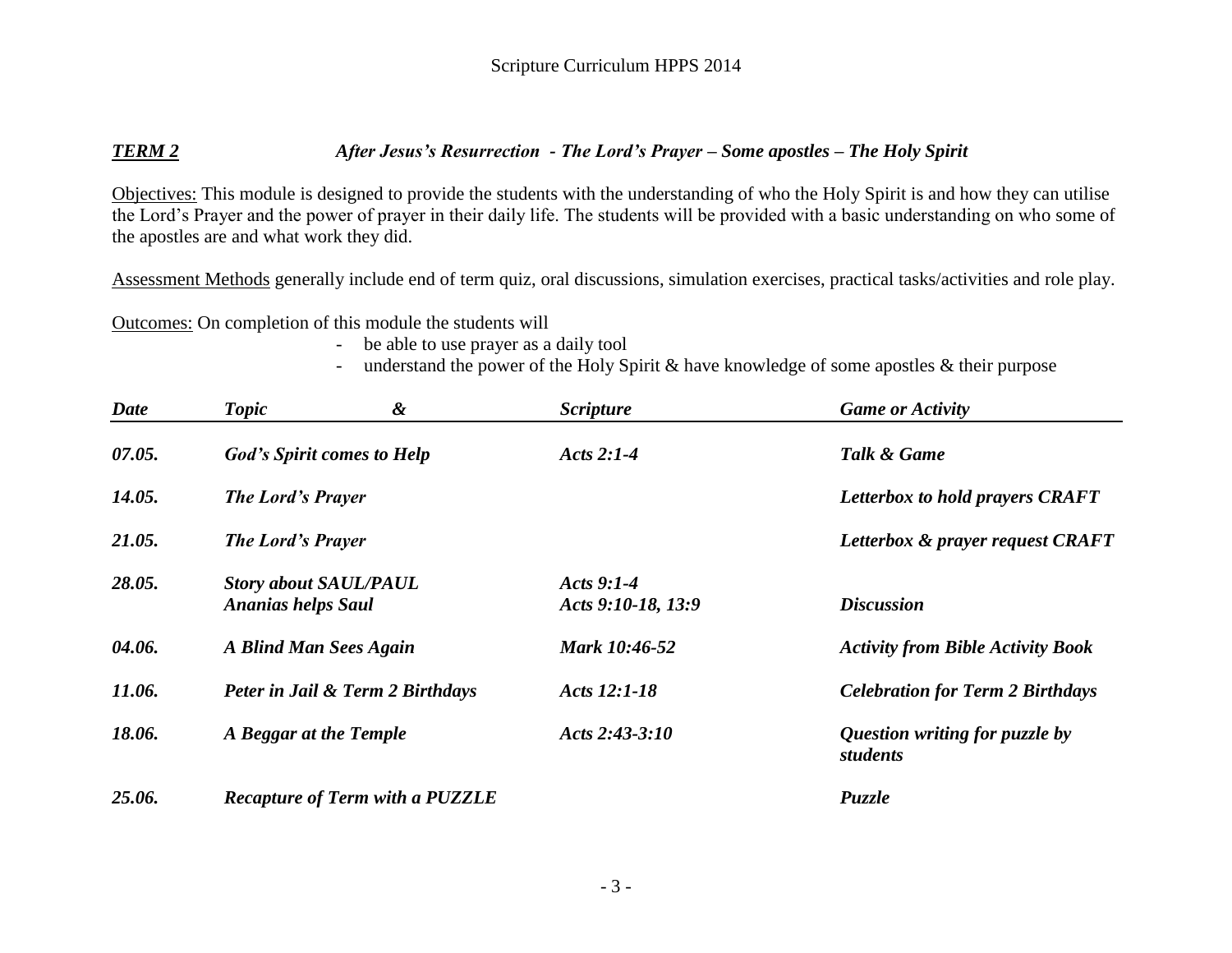***TERM 2*** ***After Jesus's Resurrection - The Lord's Prayer – Some apostles – The Holy Spirit***

Objectives: This module is designed to provide the students with the understanding of who the Holy Spirit is and how they can utilise the Lord's Prayer and the power of prayer in their daily life. The students will be provided with a basic understanding on who some of the apostles are and what work they did.

Assessment Methods generally include end of term quiz, oral discussions, simulation exercises, practical tasks/activities and role play.

Outcomes: On completion of this module the students will

- be able to use prayer as a daily tool
- understand the power of the Holy Spirit & have knowledge of some apostles & their purpose

| *Date* | *Topic &* | *Scripture* | *Game or Activity* |
|---|---|---|---|
| ***07.05.*** | ***God's Spirit comes to Help*** | ***Acts 2:1-4*** | ***Talk & Game*** |
| ***14.05.*** | ***The Lord's Prayer*** | | ***Letterbox to hold prayers CRAFT*** |
| ***21.05.*** | ***The Lord's Prayer*** | | ***Letterbox & prayer request CRAFT*** |
| ***28.05.*** | ***Story about SAUL/PAUL*** <br> ***Ananias helps Saul*** | ***Acts 9:1-4*** <br> ***Acts 9:10-18, 13:9*** | ***Discussion*** |
| ***04.06.*** | ***A Blind Man Sees Again*** | ***Mark 10:46-52*** | ***Activity from Bible Activity Book*** |
| ***11.06.*** | ***Peter in Jail & Term 2 Birthdays*** | ***Acts 12:1-18*** | ***Celebration for Term 2 Birthdays*** |
| ***18.06.*** | ***A Beggar at the Temple*** | ***Acts 2:43-3:10*** | ***Question writing for puzzle by students*** |
| ***25.06.*** | ***Recapture of Term with a PUZZLE*** | | ***Puzzle*** |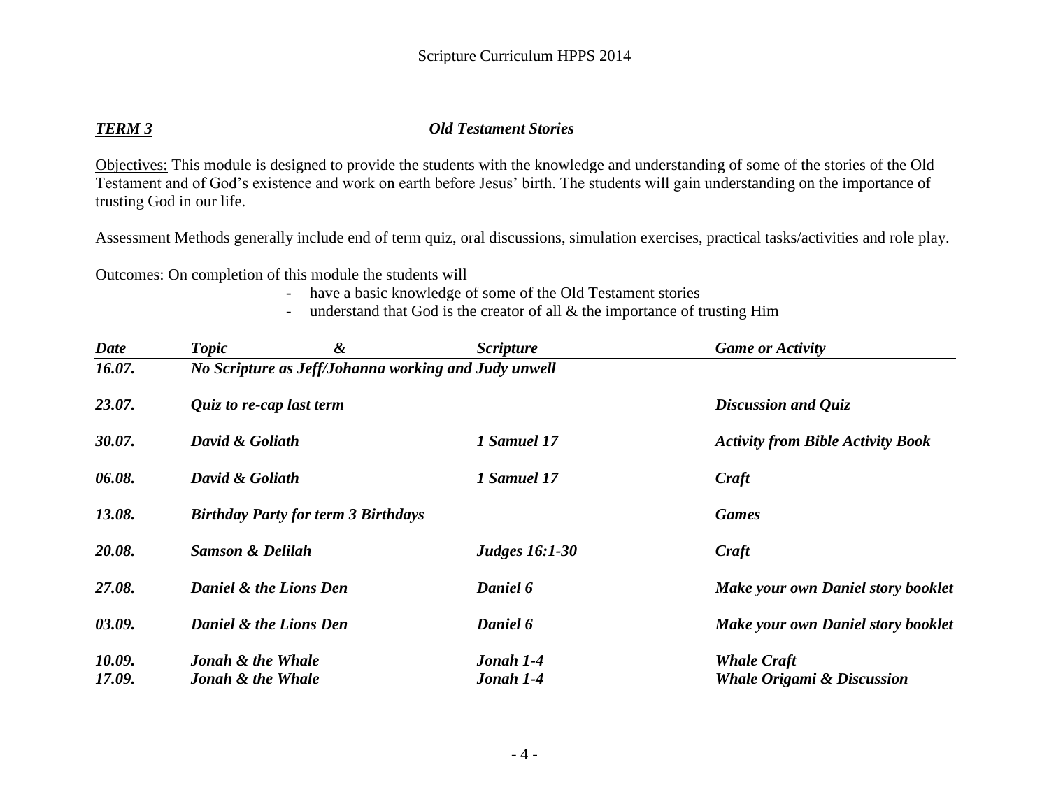***TERM 3*** ***Old Testament Stories***

Objectives: This module is designed to provide the students with the knowledge and understanding of some of the stories of the Old Testament and of God's existence and work on earth before Jesus' birth. The students will gain understanding on the importance of trusting God in our life.

Assessment Methods generally include end of term quiz, oral discussions, simulation exercises, practical tasks/activities and role play.

Outcomes: On completion of this module the students will

- have a basic knowledge of some of the Old Testament stories
- understand that God is the creator of all & the importance of trusting Him

| *Date* | *Topic &* | *Scripture* | *Game or Activity* |
|---|---|---|---|
| ***16.07.*** | ***No Scripture as Jeff/Johanna working and Judy unwell*** | | |
| ***23.07.*** | ***Quiz to re-cap last term*** | | ***Discussion and Quiz*** |
| ***30.07.*** | ***David & Goliath*** | ***1 Samuel 17*** | ***Activity from Bible Activity Book*** |
| ***06.08.*** | ***David & Goliath*** | ***1 Samuel 17*** | ***Craft*** |
| ***13.08.*** | ***Birthday Party for term 3 Birthdays*** | | ***Games*** |
| ***20.08.*** | ***Samson & Delilah*** | ***Judges 16:1-30*** | ***Craft*** |
| ***27.08.*** | ***Daniel & the Lions Den*** | ***Daniel 6*** | ***Make your own Daniel story booklet*** |
| ***03.09.*** | ***Daniel & the Lions Den*** | ***Daniel 6*** | ***Make your own Daniel story booklet*** |
| ***10.09.*** | ***Jonah & the Whale*** | ***Jonah 1-4*** | ***Whale Craft*** |
| ***17.09.*** | ***Jonah & the Whale*** | ***Jonah 1-4*** | ***Whale Origami & Discussion*** |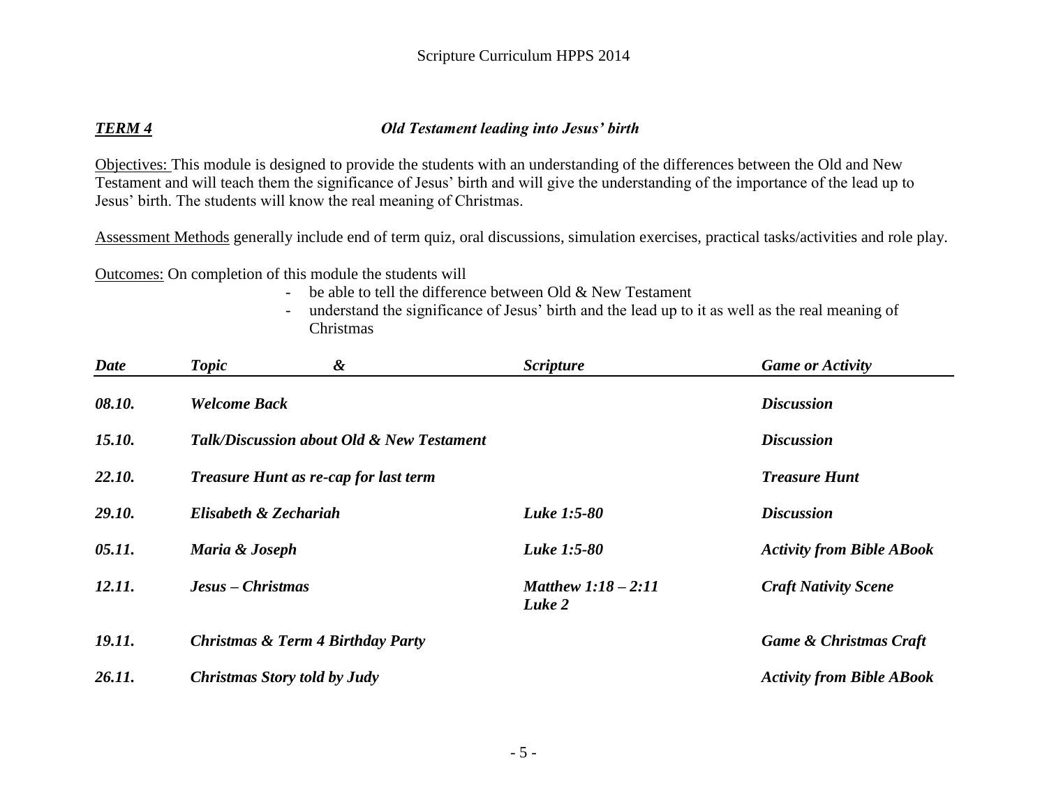***TERM 4*** ***Old Testament leading into Jesus' birth***

Objectives: This module is designed to provide the students with an understanding of the differences between the Old and New Testament and will teach them the significance of Jesus' birth and will give the understanding of the importance of the lead up to Jesus' birth. The students will know the real meaning of Christmas.

Assessment Methods generally include end of term quiz, oral discussions, simulation exercises, practical tasks/activities and role play.

Outcomes: On completion of this module the students will

- be able to tell the difference between Old & New Testament
- understand the significance of Jesus' birth and the lead up to it as well as the real meaning of Christmas

| *Date* | *Topic &* | *Scripture* | *Game or Activity* |
|---|---|---|---|
| ***08.10.*** | ***Welcome Back*** | | ***Discussion*** |
| ***15.10.*** | ***Talk/Discussion about Old & New Testament*** | | ***Discussion*** |
| ***22.10.*** | ***Treasure Hunt as re-cap for last term*** | | ***Treasure Hunt*** |
| ***29.10.*** | ***Elisabeth & Zechariah*** | ***Luke 1:5-80*** | ***Discussion*** |
| ***05.11.*** | ***Maria & Joseph*** | ***Luke 1:5-80*** | ***Activity from Bible ABook*** |
| ***12.11.*** | ***Jesus – Christmas*** | ***Matthew 1:18 – 2:11 Luke 2*** | ***Craft Nativity Scene*** |
| ***19.11.*** | ***Christmas & Term 4 Birthday Party*** | | ***Game & Christmas Craft*** |
| ***26.11.*** | ***Christmas Story told by Judy*** | | ***Activity from Bible ABook*** |